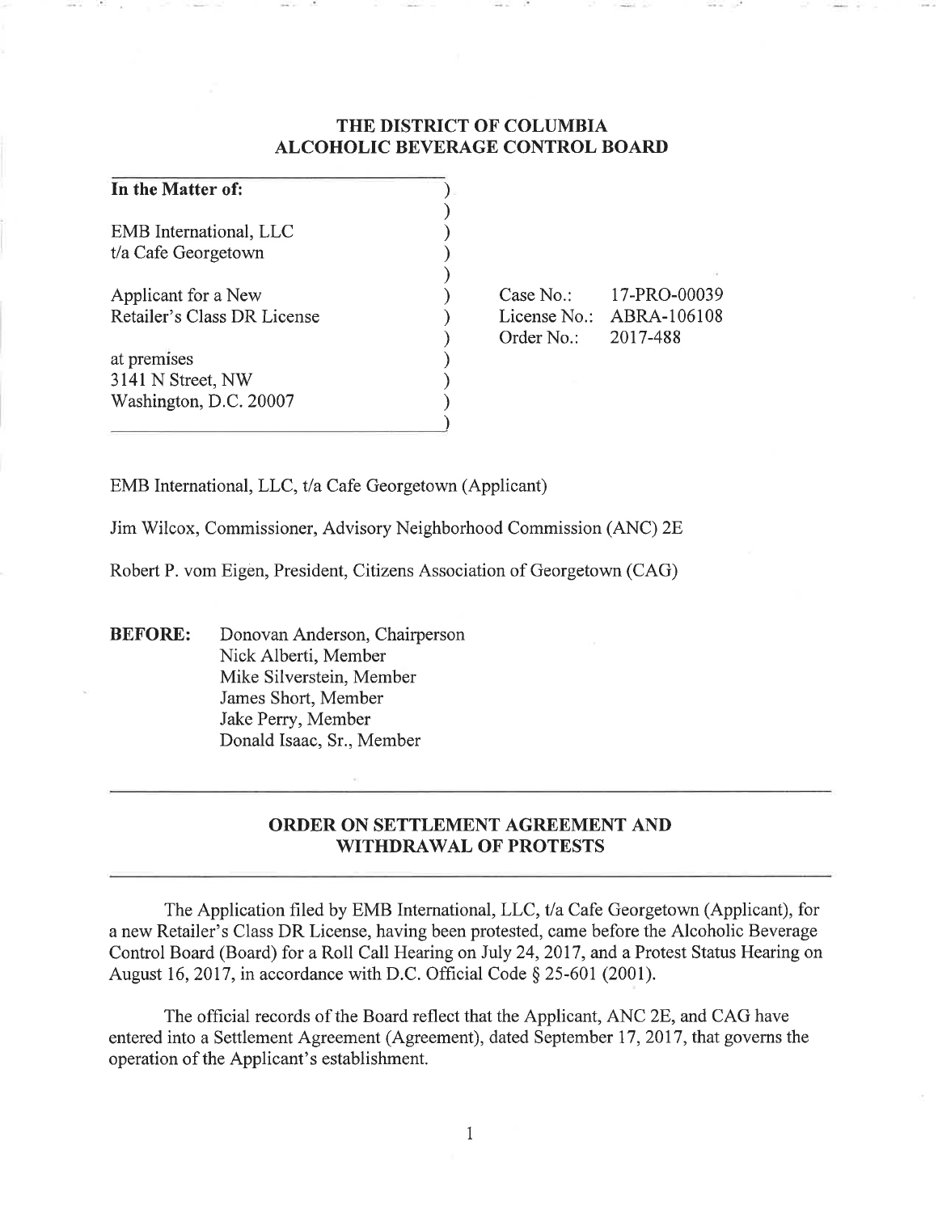# THE DISTRICT OF COLUMBIA ALCOHOLIC BEVERAGE CONTROL BOARD

| | |
|---|---|
| **In the Matter of:** | |
| EMB International, LLC<br>t/a Cafe Georgetown | |
| Applicant for a New<br>Retailer's Class DR License | Case No.: 17-PRO-00039<br>License No.: ABRA-106108<br>Order No.: 2017-488 |
| at premises<br>3141 N Street, NW<br>Washington, D.C. 20007 | |

EMB International, LLC, t/a Cafe Georgetown (Applicant)

Jim Wilcox, Commissioner, Advisory Neighborhood Commission (ANC) 2E

Robert P. vom Eigen, President, Citizens Association of Georgetown (CAG)

**BEFORE:** Donovan Anderson, Chairperson
Nick Alberti, Member
Mike Silverstein, Member
James Short, Member
Jake Perry, Member
Donald Isaac, Sr., Member

## ORDER ON SETTLEMENT AGREEMENT AND WITHDRAWAL OF PROTESTS

The Application filed by EMB International, LLC, t/a Cafe Georgetown (Applicant), for a new Retailer's Class DR License, having been protested, came before the Alcoholic Beverage Control Board (Board) for a Roll Call Hearing on July 24, 2017, and a Protest Status Hearing on August 16, 2017, in accordance with D.C. Official Code § 25-601 (2001).

The official records of the Board reflect that the Applicant, ANC 2E, and CAG have entered into a Settlement Agreement (Agreement), dated September 17, 2017, that governs the operation of the Applicant's establishment.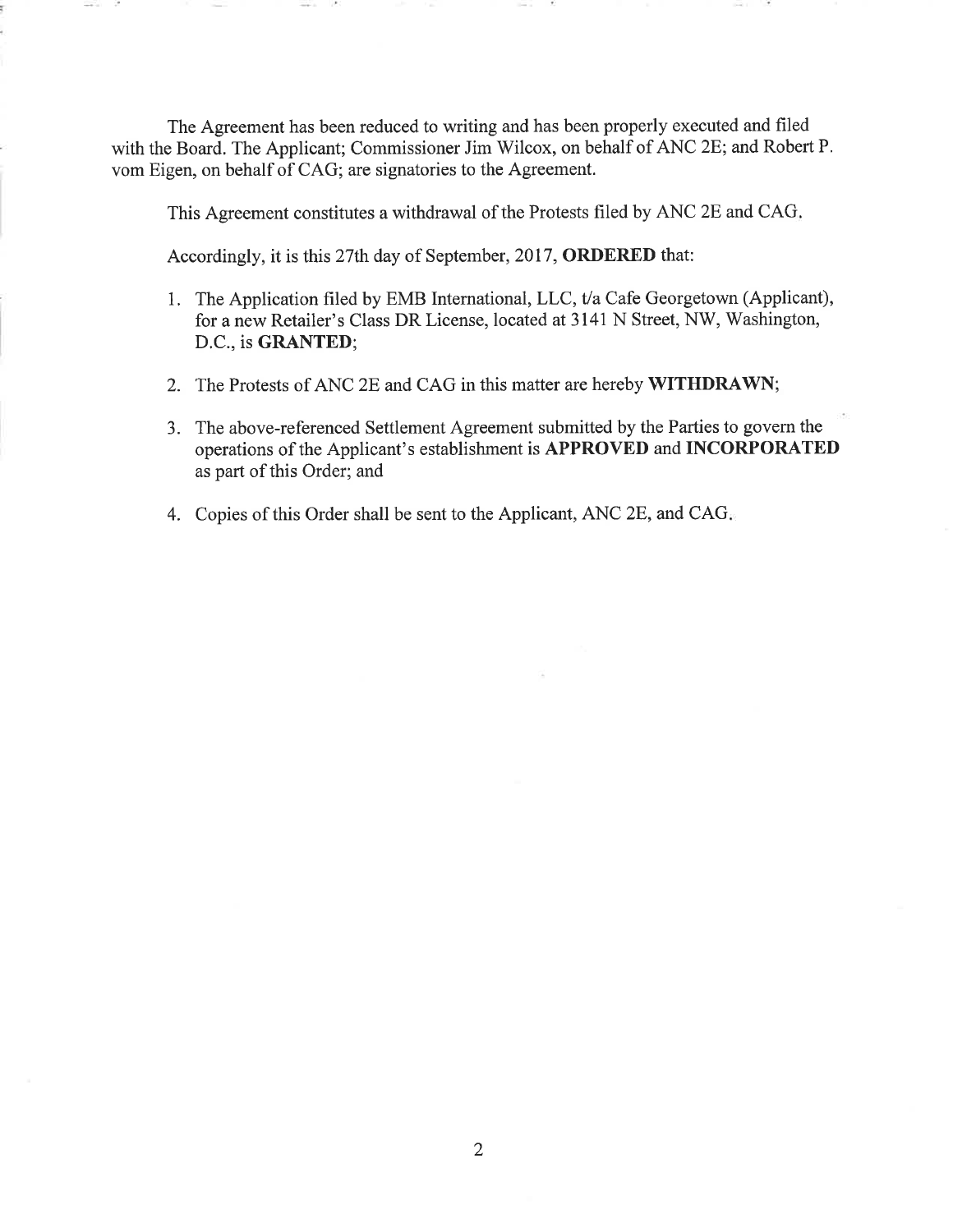The Agreement has been reduced to writing and has been properly executed and filed with the Board. The Applicant; Commissioner Jim Wilcox, on behalf of ANC 2E; and Robert P. vom Eigen, on behalf of CAG; are signatories to the Agreement.

This Agreement constitutes a withdrawal of the Protests filed by ANC 2E and CAG.

Accordingly, it is this 27th day of September, 2017, **ORDERED** that:

1. The Application filed by EMB International, LLC, t/a Cafe Georgetown (Applicant), for a new Retailer's Class DR License, located at 3141 N Street, NW, Washington, D.C., is **GRANTED**;

2. The Protests of ANC 2E and CAG in this matter are hereby **WITHDRAWN**;

3. The above-referenced Settlement Agreement submitted by the Parties to govern the operations of the Applicant's establishment is **APPROVED** and **INCORPORATED** as part of this Order; and

4. Copies of this Order shall be sent to the Applicant, ANC 2E, and CAG.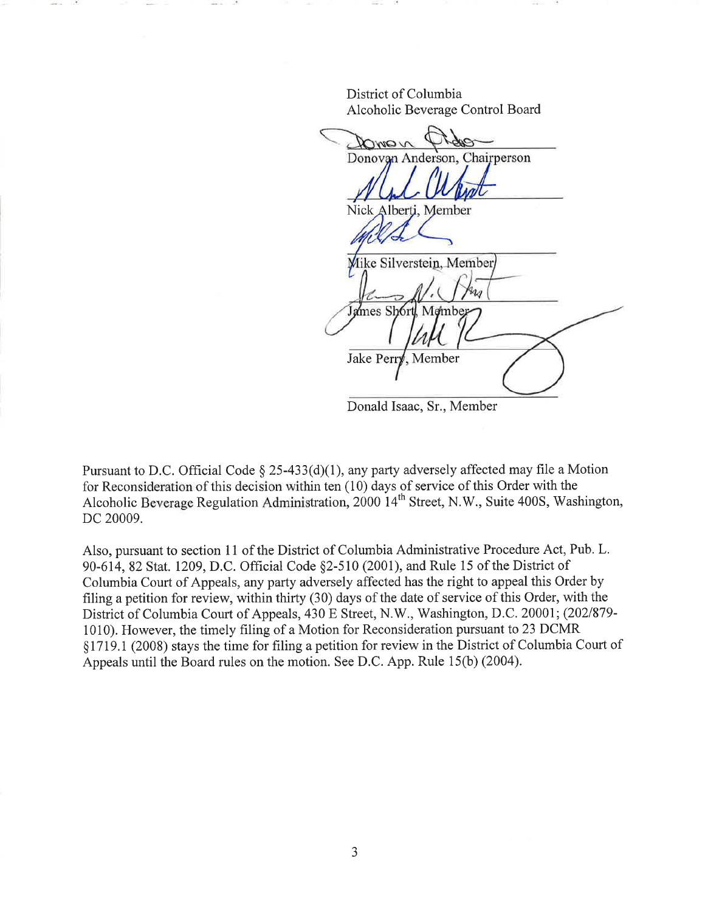District of Columbia
Alcoholic Beverage Control Board

Donovan Anderson, Chairperson

Nick Alberti, Member

Mike Silverstein, Member

James Short, Member

Jake Perry, Member

Donald Isaac, Sr., Member

Pursuant to D.C. Official Code § 25-433(d)(1), any party adversely affected may file a Motion for Reconsideration of this decision within ten (10) days of service of this Order with the Alcoholic Beverage Regulation Administration, 2000 14th Street, N.W., Suite 400S, Washington, DC 20009.

Also, pursuant to section 11 of the District of Columbia Administrative Procedure Act, Pub. L. 90-614, 82 Stat. 1209, D.C. Official Code §2-510 (2001), and Rule 15 of the District of Columbia Court of Appeals, any party adversely affected has the right to appeal this Order by filing a petition for review, within thirty (30) days of the date of service of this Order, with the District of Columbia Court of Appeals, 430 E Street, N.W., Washington, D.C. 20001; (202/879-1010). However, the timely filing of a Motion for Reconsideration pursuant to 23 DCMR §1719.1 (2008) stays the time for filing a petition for review in the District of Columbia Court of Appeals until the Board rules on the motion. See D.C. App. Rule 15(b) (2004).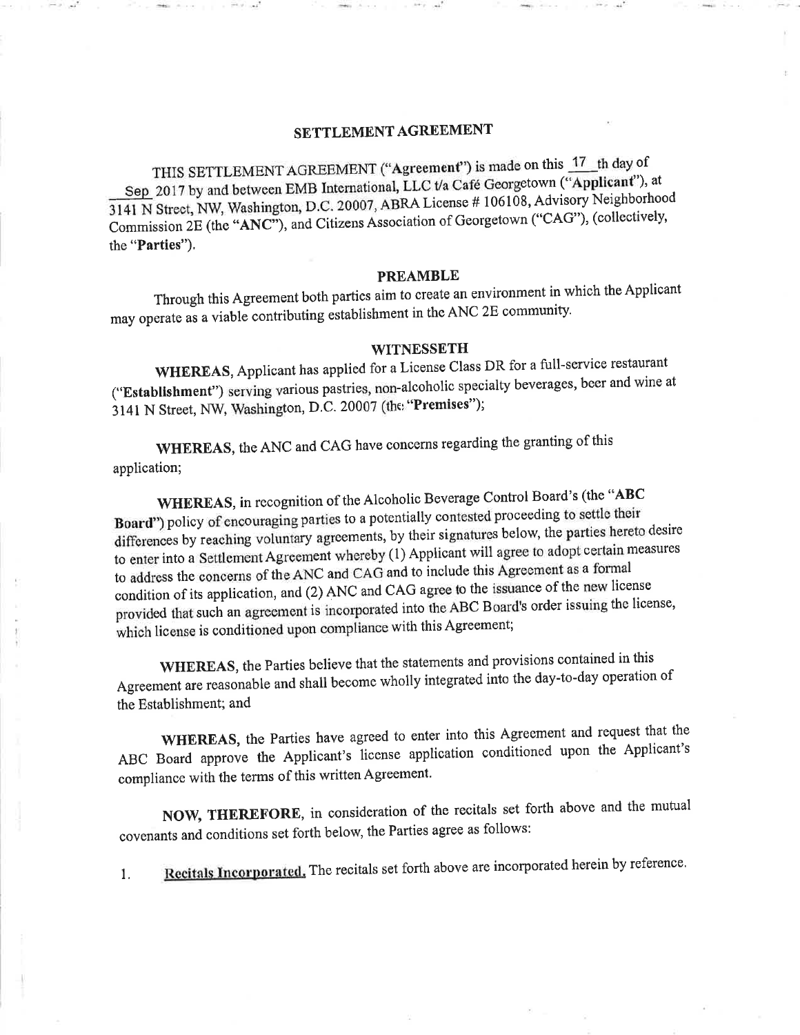## SETTLEMENT AGREEMENT

THIS SETTLEMENT AGREEMENT ("**Agreement**") is made on this 17 th day of Sep 2017 by and between EMB International, LLC t/a Café Georgetown ("**Applicant**"), at 3141 N Street, NW, Washington, D.C. 20007, ABRA License # 106108, Advisory Neighborhood Commission 2E (the "**ANC**"), and Citizens Association of Georgetown ("CAG"), (collectively, the "**Parties**").

### PREAMBLE

Through this Agreement both parties aim to create an environment in which the Applicant may operate as a viable contributing establishment in the ANC 2E community.

### WITNESSETH

**WHEREAS**, Applicant has applied for a License Class DR for a full-service restaurant ("**Establishment**") serving various pastries, non-alcoholic specialty beverages, beer and wine at 3141 N Street, NW, Washington, D.C. 20007 (the "**Premises**");

**WHEREAS**, the ANC and CAG have concerns regarding the granting of this application;

**WHEREAS**, in recognition of the Alcoholic Beverage Control Board's (the "**ABC Board**") policy of encouraging parties to a potentially contested proceeding to settle their differences by reaching voluntary agreements, by their signatures below, the parties hereto desire to enter into a Settlement Agreement whereby (1) Applicant will agree to adopt certain measures to address the concerns of the ANC and CAG and to include this Agreement as a formal condition of its application, and (2) ANC and CAG agree to the issuance of the new license provided that such an agreement is incorporated into the ABC Board's order issuing the license, which license is conditioned upon compliance with this Agreement;

**WHEREAS**, the Parties believe that the statements and provisions contained in this Agreement are reasonable and shall become wholly integrated into the day-to-day operation of the Establishment; and

**WHEREAS**, the Parties have agreed to enter into this Agreement and request that the ABC Board approve the Applicant's license application conditioned upon the Applicant's compliance with the terms of this written Agreement.

**NOW, THEREFORE**, in consideration of the recitals set forth above and the mutual covenants and conditions set forth below, the Parties agree as follows:

1. **Recitals Incorporated.** The recitals set forth above are incorporated herein by reference.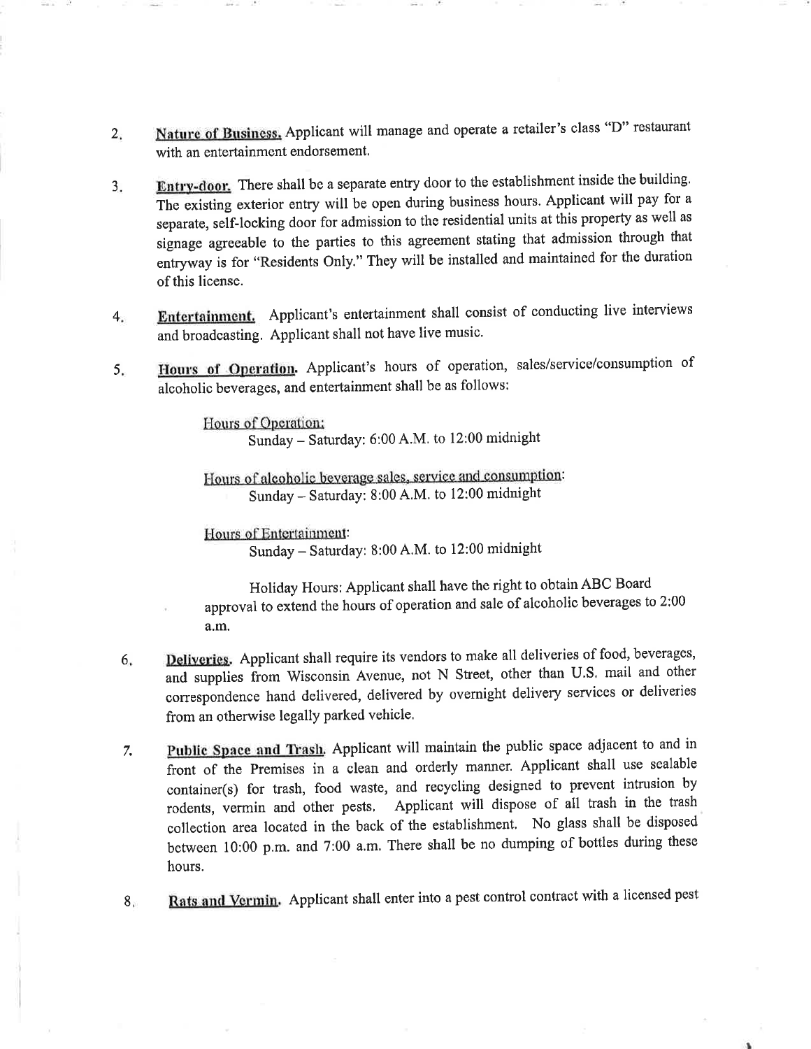2. **Nature of Business.** Applicant will manage and operate a retailer's class "D" restaurant with an entertainment endorsement.

3. **Entry-door.** There shall be a separate entry door to the establishment inside the building. The existing exterior entry will be open during business hours. Applicant will pay for a separate, self-locking door for admission to the residential units at this property as well as signage agreeable to the parties to this agreement stating that admission through that entryway is for "Residents Only." They will be installed and maintained for the duration of this license.

4. **Entertainment.** Applicant's entertainment shall consist of conducting live interviews and broadcasting. Applicant shall not have live music.

5. **Hours of Operation.** Applicant's hours of operation, sales/service/consumption of alcoholic beverages, and entertainment shall be as follows:

   Hours of Operation:
   Sunday – Saturday: 6:00 A.M. to 12:00 midnight

   Hours of alcoholic beverage sales, service and consumption:
   Sunday – Saturday: 8:00 A.M. to 12:00 midnight

   Hours of Entertainment:
   Sunday – Saturday: 8:00 A.M. to 12:00 midnight

   Holiday Hours: Applicant shall have the right to obtain ABC Board approval to extend the hours of operation and sale of alcoholic beverages to 2:00 a.m.

6. **Deliveries.** Applicant shall require its vendors to make all deliveries of food, beverages, and supplies from Wisconsin Avenue, not N Street, other than U.S. mail and other correspondence hand delivered, delivered by overnight delivery services or deliveries from an otherwise legally parked vehicle.

7. **Public Space and Trash.** Applicant will maintain the public space adjacent to and in front of the Premises in a clean and orderly manner. Applicant shall use sealable container(s) for trash, food waste, and recycling designed to prevent intrusion by rodents, vermin and other pests. Applicant will dispose of all trash in the trash collection area located in the back of the establishment. No glass shall be disposed between 10:00 p.m. and 7:00 a.m. There shall be no dumping of bottles during these hours.

8. **Rats and Vermin.** Applicant shall enter into a pest control contract with a licensed pest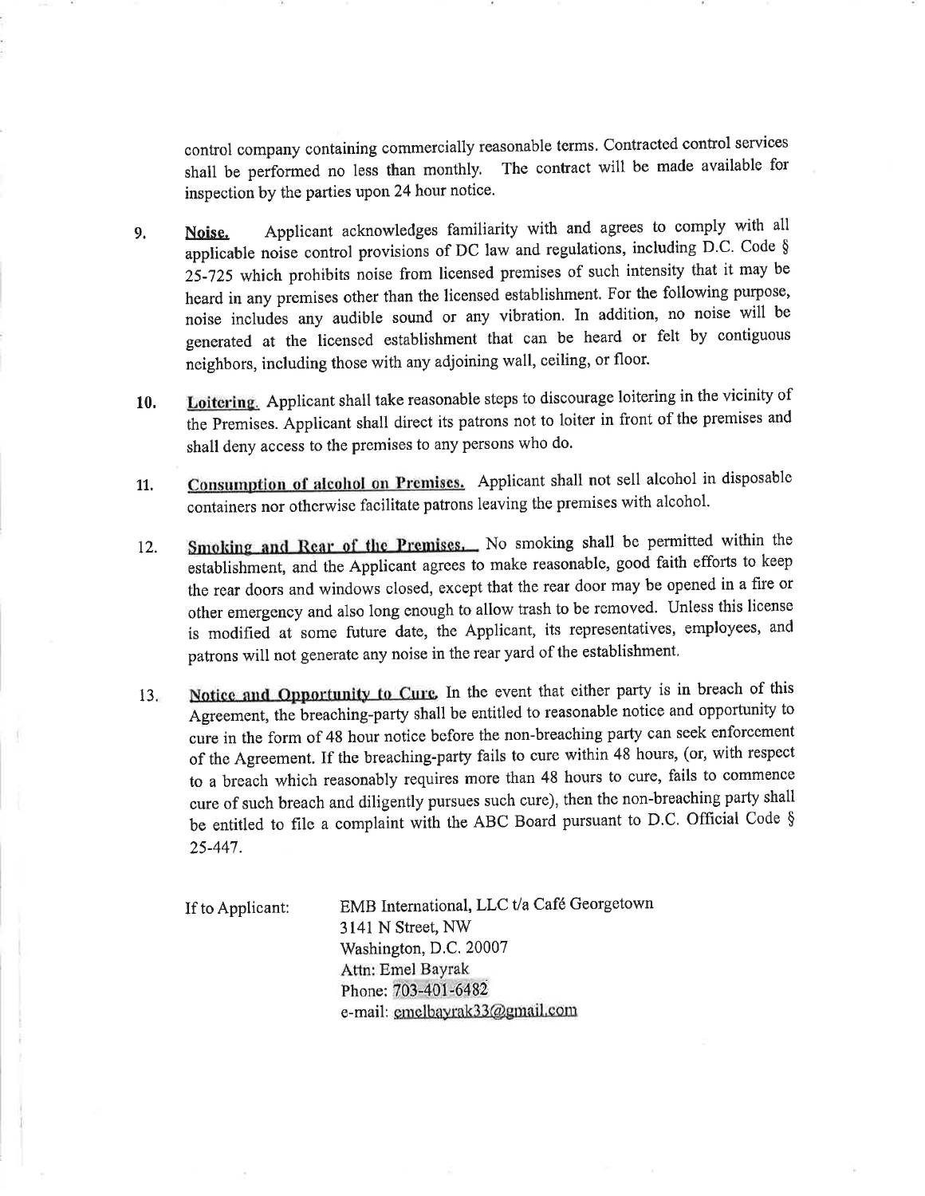control company containing commercially reasonable terms. Contracted control services shall be performed no less than monthly. The contract will be made available for inspection by the parties upon 24 hour notice.

9. **Noise.** Applicant acknowledges familiarity with and agrees to comply with all applicable noise control provisions of DC law and regulations, including D.C. Code § 25-725 which prohibits noise from licensed premises of such intensity that it may be heard in any premises other than the licensed establishment. For the following purpose, noise includes any audible sound or any vibration. In addition, no noise will be generated at the licensed establishment that can be heard or felt by contiguous neighbors, including those with any adjoining wall, ceiling, or floor.

10. **Loitering.** Applicant shall take reasonable steps to discourage loitering in the vicinity of the Premises. Applicant shall direct its patrons not to loiter in front of the premises and shall deny access to the premises to any persons who do.

11. **Consumption of alcohol on Premises.** Applicant shall not sell alcohol in disposable containers nor otherwise facilitate patrons leaving the premises with alcohol.

12. **Smoking and Rear of the Premises.** No smoking shall be permitted within the establishment, and the Applicant agrees to make reasonable, good faith efforts to keep the rear doors and windows closed, except that the rear door may be opened in a fire or other emergency and also long enough to allow trash to be removed. Unless this license is modified at some future date, the Applicant, its representatives, employees, and patrons will not generate any noise in the rear yard of the establishment.

13. **Notice and Opportunity to Cure.** In the event that either party is in breach of this Agreement, the breaching-party shall be entitled to reasonable notice and opportunity to cure in the form of 48 hour notice before the non-breaching party can seek enforcement of the Agreement. If the breaching-party fails to cure within 48 hours, (or, with respect to a breach which reasonably requires more than 48 hours to cure, fails to commence cure of such breach and diligently pursues such cure), then the non-breaching party shall be entitled to file a complaint with the ABC Board pursuant to D.C. Official Code § 25-447.

If to Applicant:

EMB International, LLC t/a Café Georgetown
3141 N Street, NW
Washington, D.C. 20007
Attn: Emel Bayrak
Phone: 703-401-6482
e-mail: emelbayrak33@gmail.com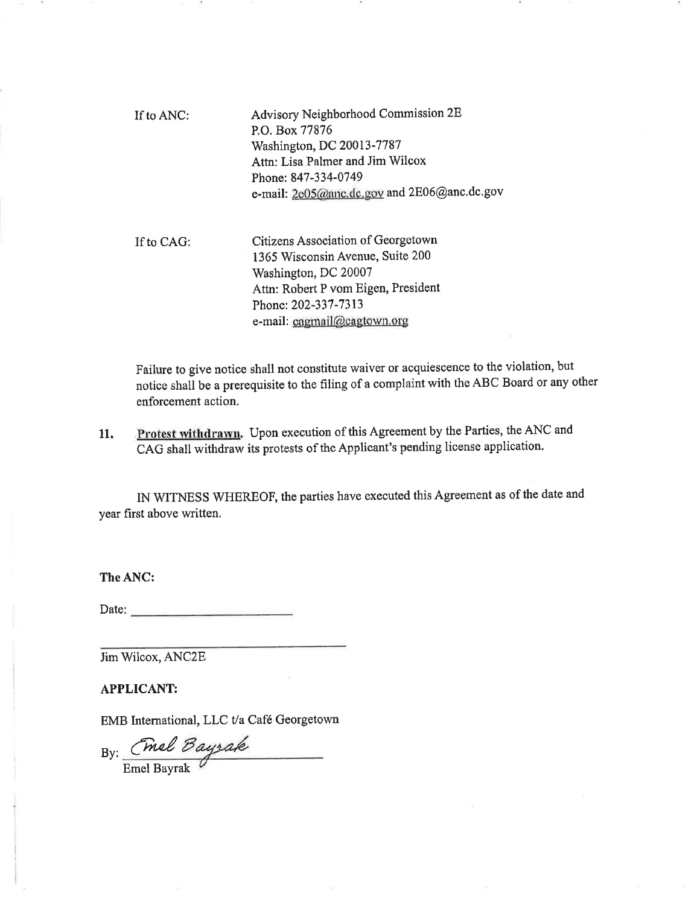If to ANC: Advisory Neighborhood Commission 2E
P.O. Box 77876
Washington, DC 20013-7787
Attn: Lisa Palmer and Jim Wilcox
Phone: 847-334-0749
e-mail: 2e05@anc.dc.gov and 2E06@anc.dc.gov

If to CAG: Citizens Association of Georgetown
1365 Wisconsin Avenue, Suite 200
Washington, DC 20007
Attn: Robert P vom Eigen, President
Phone: 202-337-7313
e-mail: cagmail@cagtown.org

Failure to give notice shall not constitute waiver or acquiescence to the violation, but notice shall be a prerequisite to the filing of a complaint with the ABC Board or any other enforcement action.

11. **Protest withdrawn.** Upon execution of this Agreement by the Parties, the ANC and CAG shall withdraw its protests of the Applicant's pending license application.

IN WITNESS WHEREOF, the parties have executed this Agreement as of the date and year first above written.

**The ANC:**

Date: ______________________

______________________________
Jim Wilcox, ANC2E

**APPLICANT:**

EMB International, LLC t/a Café Georgetown

By: *Emel Bayrak*
Emel Bayrak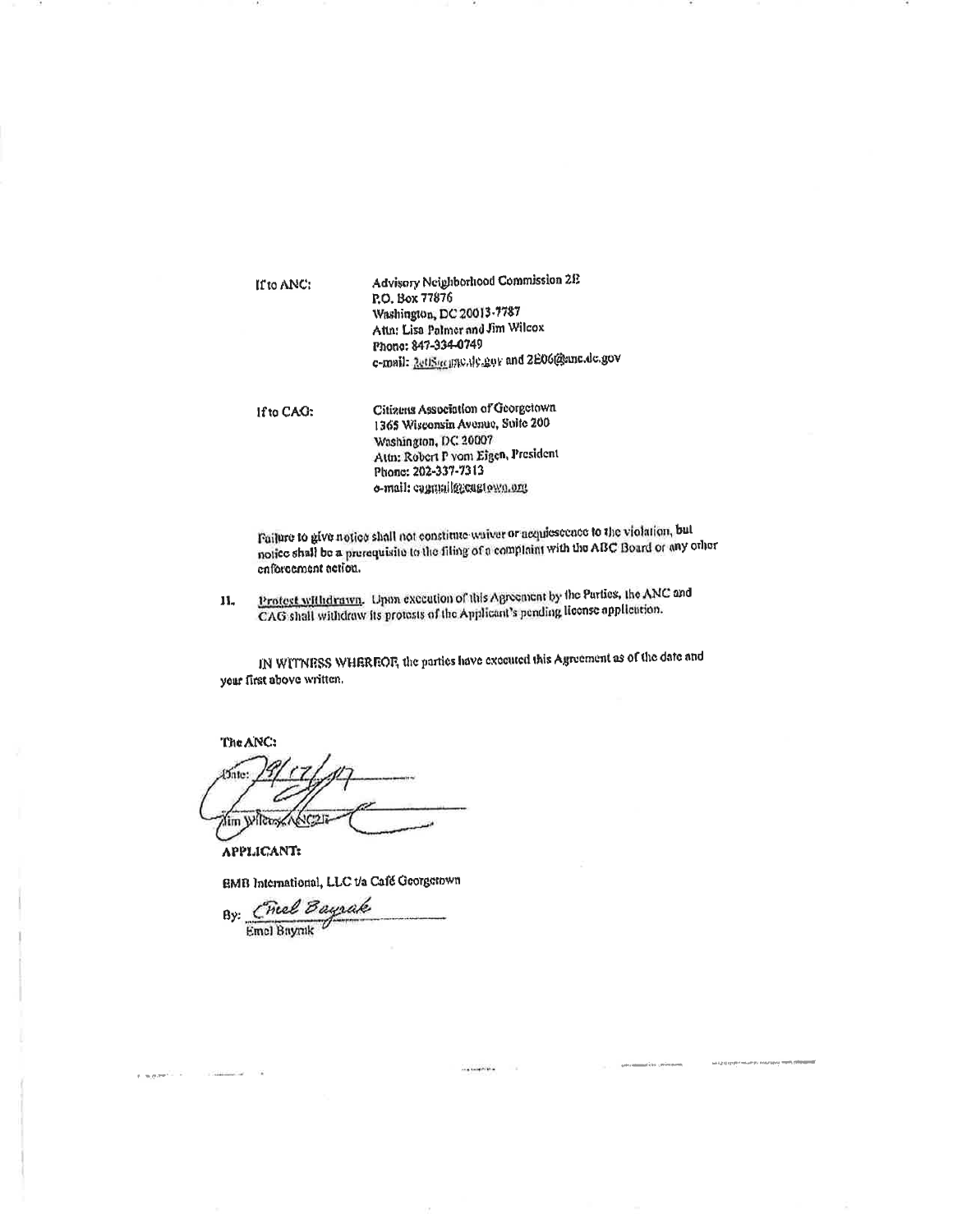If to ANC: Advisory Neighborhood Commission 2E
P.O. Box 77876
Washington, DC 20013-7787
Attn: Lisa Palmer and Jim Wilcox
Phone: 847-334-0749
e-mail: 2e05@anc.dc.gov and 2E06@anc.dc.gov

If to CAG: Citizens Association of Georgetown
1365 Wisconsin Avenue, Suite 200
Washington, DC 20007
Attn: Robert P vom Eigen, President
Phone: 202-337-7313
e-mail: cagmail@cagtown.org

Failure to give notice shall not constitute waiver or acquiescence to the violation, but notice shall be a prerequisite to the filing of a complaint with the ABC Board or any other enforcement action.

11. Protest withdrawn. Upon execution of this Agreement by the Parties, the ANC and CAG shall withdraw its protests of the Applicant's pending license application.

IN WITNESS WHEREOF, the parties have executed this Agreement as of the date and year first above written.

The ANC:

Date: 9/17/17

Jim Wilcox, ANC2E

APPLICANT:

EMB International, LLC t/a Café Georgetown

By: Emel Bayrak
Emel Bayrak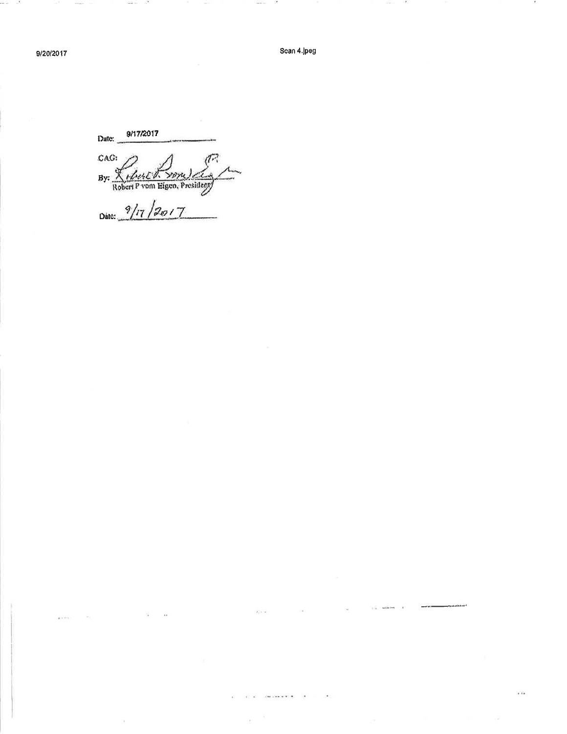Date: 9/17/2017

CAG:

By: Robert P vom Eigen, President

Date: 9/17/2017